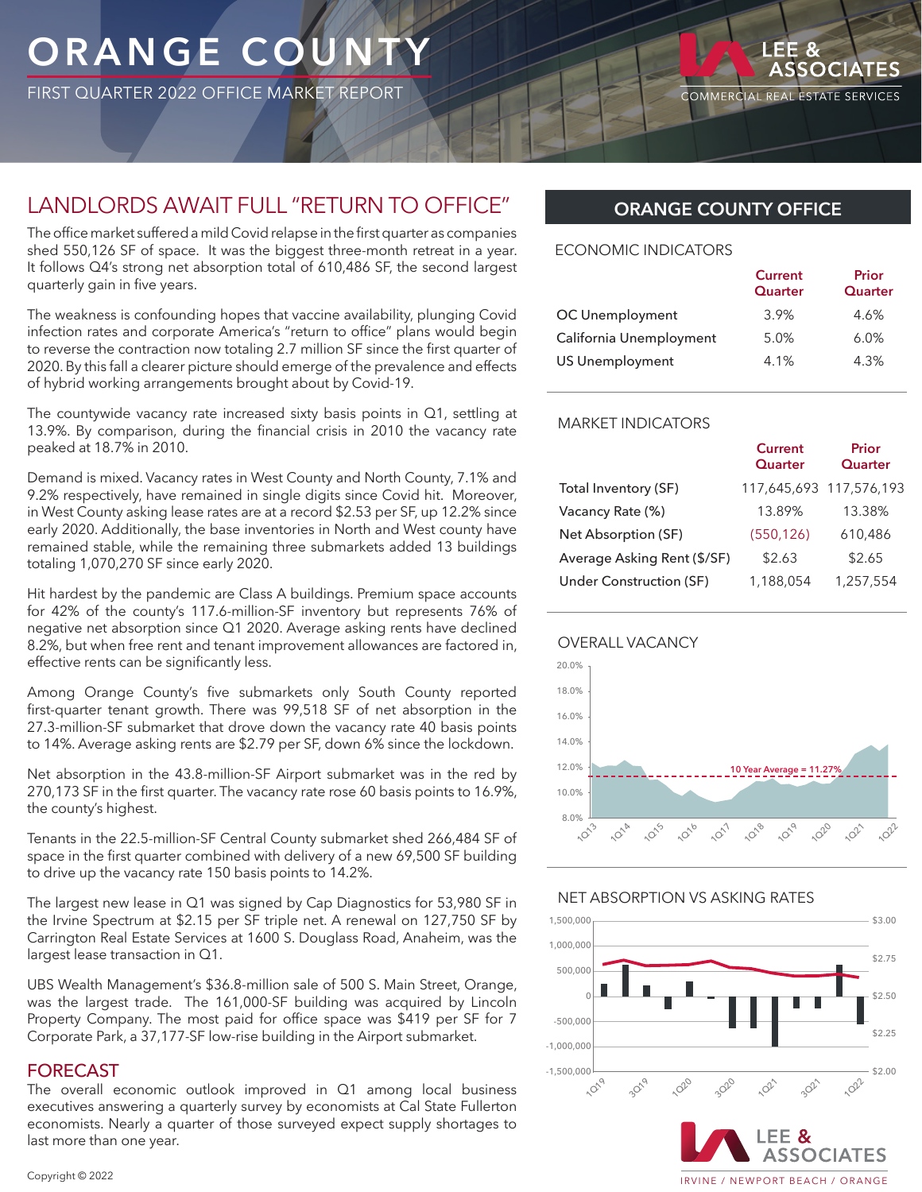# ORANGE COUNTY

FIRST QUARTER 2022 OFFICE MARKET REPORT

LEE & ASSOCIATES
COMMERCIAL REAL ESTATE SERVICES

## LANDLORDS AWAIT FULL "RETURN TO OFFICE"

The office market suffered a mild Covid relapse in the first quarter as companies shed 550,126 SF of space. It was the biggest three-month retreat in a year. It follows Q4's strong net absorption total of 610,486 SF, the second largest quarterly gain in five years.

The weakness is confounding hopes that vaccine availability, plunging Covid infection rates and corporate America's "return to office" plans would begin to reverse the contraction now totaling 2.7 million SF since the first quarter of 2020. By this fall a clearer picture should emerge of the prevalence and effects of hybrid working arrangements brought about by Covid-19.

The countywide vacancy rate increased sixty basis points in Q1, settling at 13.9%. By comparison, during the financial crisis in 2010 the vacancy rate peaked at 18.7% in 2010.

Demand is mixed. Vacancy rates in West County and North County, 7.1% and 9.2% respectively, have remained in single digits since Covid hit. Moreover, in West County asking lease rates are at a record $2.53 per SF, up 12.2% since early 2020. Additionally, the base inventories in North and West county have remained stable, while the remaining three submarkets added 13 buildings totaling 1,070,270 SF since early 2020.

Hit hardest by the pandemic are Class A buildings. Premium space accounts for 42% of the county's 117.6-million-SF inventory but represents 76% of negative net absorption since Q1 2020. Average asking rents have declined 8.2%, but when free rent and tenant improvement allowances are factored in, effective rents can be significantly less.

Among Orange County's five submarkets only South County reported first-quarter tenant growth. There was 99,518 SF of net absorption in the 27.3-million-SF submarket that drove down the vacancy rate 40 basis points to 14%. Average asking rents are $2.79 per SF, down 6% since the lockdown.

Net absorption in the 43.8-million-SF Airport submarket was in the red by 270,173 SF in the first quarter. The vacancy rate rose 60 basis points to 16.9%, the county's highest.

Tenants in the 22.5-million-SF Central County submarket shed 266,484 SF of space in the first quarter combined with delivery of a new 69,500 SF building to drive up the vacancy rate 150 basis points to 14.2%.

The largest new lease in Q1 was signed by Cap Diagnostics for 53,980 SF in the Irvine Spectrum at $2.15 per SF triple net. A renewal on 127,750 SF by Carrington Real Estate Services at 1600 S. Douglass Road, Anaheim, was the largest lease transaction in Q1.

UBS Wealth Management's $36.8-million sale of 500 S. Main Street, Orange, was the largest trade. The 161,000-SF building was acquired by Lincoln Property Company. The most paid for office space was $419 per SF for 7 Corporate Park, a 37,177-SF low-rise building in the Airport submarket.

## FORECAST

The overall economic outlook improved in Q1 among local business executives answering a quarterly survey by economists at Cal State Fullerton economists. Nearly a quarter of those surveyed expect supply shortages to last more than one year.

## ORANGE COUNTY OFFICE

### ECONOMIC INDICATORS

| | Current Quarter | Prior Quarter |
|---|---|---|
| OC Unemployment | 3.9% | 4.6% |
| California Unemployment | 5.0% | 6.0% |
| US Unemployment | 4.1% | 4.3% |

### MARKET INDICATORS

| | Current Quarter | Prior Quarter |
|---|---|---|
| Total Inventory (SF) | 117,645,693 | 117,576,193 |
| Vacancy Rate (%) | 13.89% | 13.38% |
| Net Absorption (SF) | (550,126) | 610,486 |
| Average Asking Rent ($/SF) | $2.63 | $2.65 |
| Under Construction (SF) | 1,188,054 | 1,257,554 |

### OVERALL VACANCY

10 Year Average = 11.27%

### NET ABSORPTION VS ASKING RATES

LEE & ASSOCIATES
IRVINE / NEWPORT BEACH / ORANGE

Copyright © 2022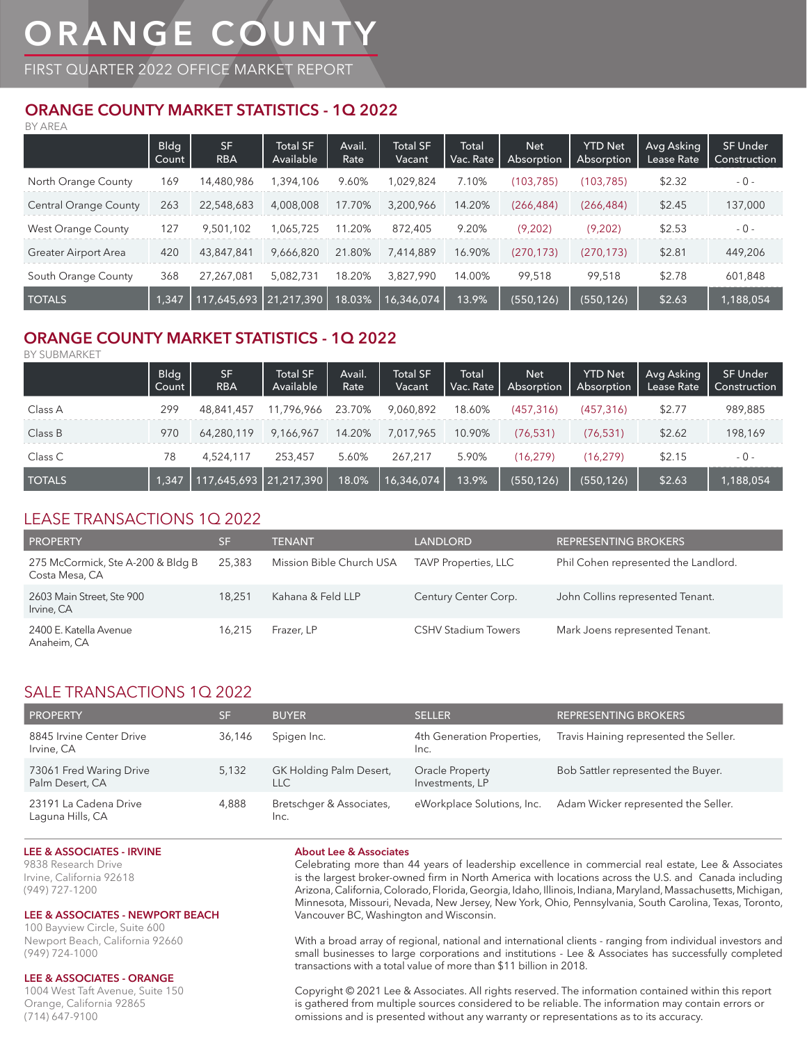# ORANGE COUNTY

FIRST QUARTER 2022 OFFICE MARKET REPORT

## ORANGE COUNTY MARKET STATISTICS - 1Q 2022

BY AREA

| | Bldg Count | SF RBA | Total SF Available | Avail. Rate | Total SF Vacant | Total Vac. Rate | Net Absorption | YTD Net Absorption | Avg Asking Lease Rate | SF Under Construction |
|---|---|---|---|---|---|---|---|---|---|---|
| North Orange County | 169 | 14,480,986 | 1,394,106 | 9.60% | 1,029,824 | 7.10% | (103,785) | (103,785) | $2.32 | - 0 - |
| Central Orange County | 263 | 22,548,683 | 4,008,008 | 17.70% | 3,200,966 | 14.20% | (266,484) | (266,484) | $2.45 | 137,000 |
| West Orange County | 127 | 9,501,102 | 1,065,725 | 11.20% | 872,405 | 9.20% | (9,202) | (9,202) | $2.53 | - 0 - |
| Greater Airport Area | 420 | 43,847,841 | 9,666,820 | 21.80% | 7,414,889 | 16.90% | (270,173) | (270,173) | $2.81 | 449,206 |
| South Orange County | 368 | 27,267,081 | 5,082,731 | 18.20% | 3,827,990 | 14.00% | 99,518 | 99,518 | $2.78 | 601,848 |
| TOTALS | 1,347 | 117,645,693 | 21,217,390 | 18.03% | 16,346,074 | 13.9% | (550,126) | (550,126) | $2.63 | 1,188,054 |

## ORANGE COUNTY MARKET STATISTICS - 1Q 2022

BY SUBMARKET

| | Bldg Count | SF RBA | Total SF Available | Avail. Rate | Total SF Vacant | Total Vac. Rate | Net Absorption | YTD Net Absorption | Avg Asking Lease Rate | SF Under Construction |
|---|---|---|---|---|---|---|---|---|---|---|
| Class A | 299 | 48,841,457 | 11,796,966 | 23.70% | 9,060,892 | 18.60% | (457,316) | (457,316) | $2.77 | 989,885 |
| Class B | 970 | 64,280,119 | 9,166,967 | 14.20% | 7,017,965 | 10.90% | (76,531) | (76,531) | $2.62 | 198,169 |
| Class C | 78 | 4,524,117 | 253,457 | 5.60% | 267,217 | 5.90% | (16,279) | (16,279) | $2.15 | - 0 - |
| TOTALS | 1,347 | 117,645,693 | 21,217,390 | 18.0% | 16,346,074 | 13.9% | (550,126) | (550,126) | $2.63 | 1,188,054 |

## LEASE TRANSACTIONS 1Q 2022

| PROPERTY | SF | TENANT | LANDLORD | REPRESENTING BROKERS |
|---|---|---|---|---|
| 275 McCormick, Ste A-200 & Bldg B Costa Mesa, CA | 25,383 | Mission Bible Church USA | TAVP Properties, LLC | Phil Cohen represented the Landlord. |
| 2603 Main Street, Ste 900 Irvine, CA | 18,251 | Kahana & Feld LLP | Century Center Corp. | John Collins represented Tenant. |
| 2400 E. Katella Avenue Anaheim, CA | 16,215 | Frazer, LP | CSHV Stadium Towers | Mark Joens represented Tenant. |

## SALE TRANSACTIONS 1Q 2022

| PROPERTY | SF | BUYER | SELLER | REPRESENTING BROKERS |
|---|---|---|---|---|
| 8845 Irvine Center Drive Irvine, CA | 36,146 | Spigen Inc. | 4th Generation Properties, Inc. | Travis Haining represented the Seller. |
| 73061 Fred Waring Drive Palm Desert, CA | 5,132 | GK Holding Palm Desert, LLC | Oracle Property Investments, LP | Bob Sattler represented the Buyer. |
| 23191 La Cadena Drive Laguna Hills, CA | 4,888 | Bretschger & Associates, Inc. | eWorkplace Solutions, Inc. | Adam Wicker represented the Seller. |

**LEE & ASSOCIATES - IRVINE**
9838 Research Drive
Irvine, California 92618
(949) 727-1200

**LEE & ASSOCIATES - NEWPORT BEACH**
100 Bayview Circle, Suite 600
Newport Beach, California 92660
(949) 724-1000

**LEE & ASSOCIATES - ORANGE**
1004 West Taft Avenue, Suite 150
Orange, California 92865
(714) 647-9100

**About Lee & Associates**

Celebrating more than 44 years of leadership excellence in commercial real estate, Lee & Associates is the largest broker-owned firm in North America with locations across the U.S. and Canada including Arizona, California, Colorado, Florida, Georgia, Idaho, Illinois, Indiana, Maryland, Massachusetts, Michigan, Minnesota, Missouri, Nevada, New Jersey, New York, Ohio, Pennsylvania, South Carolina, Texas, Toronto, Vancouver BC, Washington and Wisconsin.

With a broad array of regional, national and international clients - ranging from individual investors and small businesses to large corporations and institutions - Lee & Associates has successfully completed transactions with a total value of more than $11 billion in 2018.

Copyright © 2021 Lee & Associates. All rights reserved. The information contained within this report is gathered from multiple sources considered to be reliable. The information may contain errors or omissions and is presented without any warranty or representations as to its accuracy.